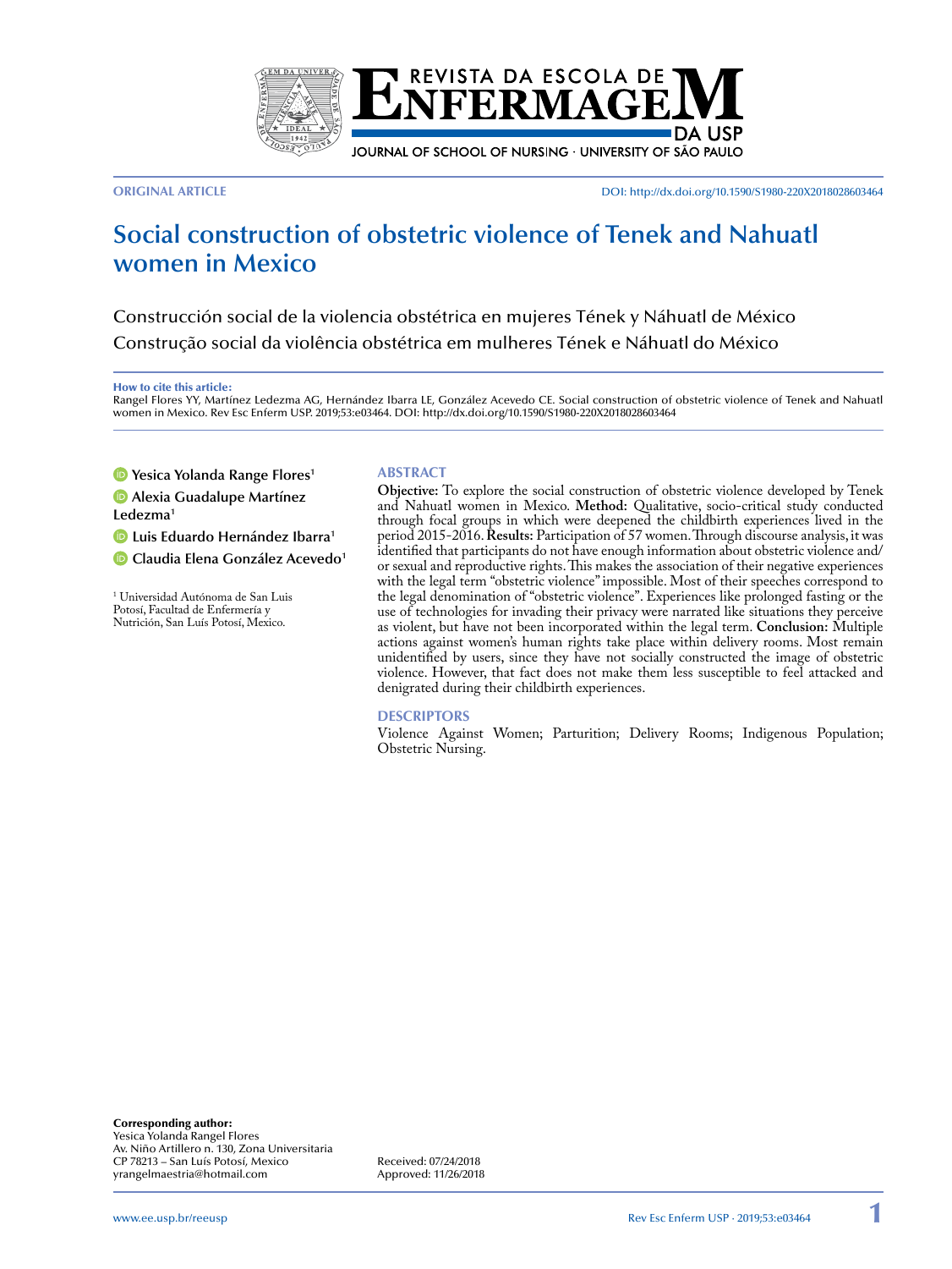ORIGINAL ARTICLE

DOI: http://dx.doi.org/10.1590/S1980-220X2018028603464

# Social construction of obstetric violence of Tenek and Nahuatl women in Mexico

Construcción social de la violencia obstétrica en mujeres Tének y Náhuatl de México

Construção social da violência obstétrica em mulheres Tének e Náhuatl do México

**How to cite this article:**
Rangel Flores YY, Martínez Ledezma AG, Hernández Ibarra LE, González Acevedo CE. Social construction of obstetric violence of Tenek and Nahuatl women in Mexico. Rev Esc Enferm USP. 2019;53:e03464. DOI: http://dx.doi.org/10.1590/S1980-220X2018028603464

Yesica Yolanda Range Flores[1]
Alexia Guadalupe Martínez Ledezma[1]
Luis Eduardo Hernández Ibarra[1]
Claudia Elena González Acevedo[1]

[1] Universidad Autónoma de San Luis Potosí, Facultad de Enfermería y Nutrición, San Luís Potosí, Mexico.

## ABSTRACT

**Objective:** To explore the social construction of obstetric violence developed by Tenek and Nahuatl women in Mexico. **Method:** Qualitative, socio-critical study conducted through focal groups in which were deepened the childbirth experiences lived in the period 2015-2016. **Results:** Participation of 57 women. Through discourse analysis, it was identified that participants do not have enough information about obstetric violence and/or sexual and reproductive rights. This makes the association of their negative experiences with the legal term "obstetric violence" impossible. Most of their speeches correspond to the legal denomination of "obstetric violence". Experiences like prolonged fasting or the use of technologies for invading their privacy were narrated like situations they perceive as violent, but have not been incorporated within the legal term. **Conclusion:** Multiple actions against women's human rights take place within delivery rooms. Most remain unidentified by users, since they have not socially constructed the image of obstetric violence. However, that fact does not make them less susceptible to feel attacked and denigrated during their childbirth experiences.

## DESCRIPTORS

Violence Against Women; Parturition; Delivery Rooms; Indigenous Population; Obstetric Nursing.

**Corresponding author:**
Yesica Yolanda Rangel Flores
Av. Niño Artillero n. 130, Zona Universitaria
CP 78213 – San Luís Potosí, Mexico
yrangelmaestria@hotmail.com

Received: 07/24/2018
Approved: 11/26/2018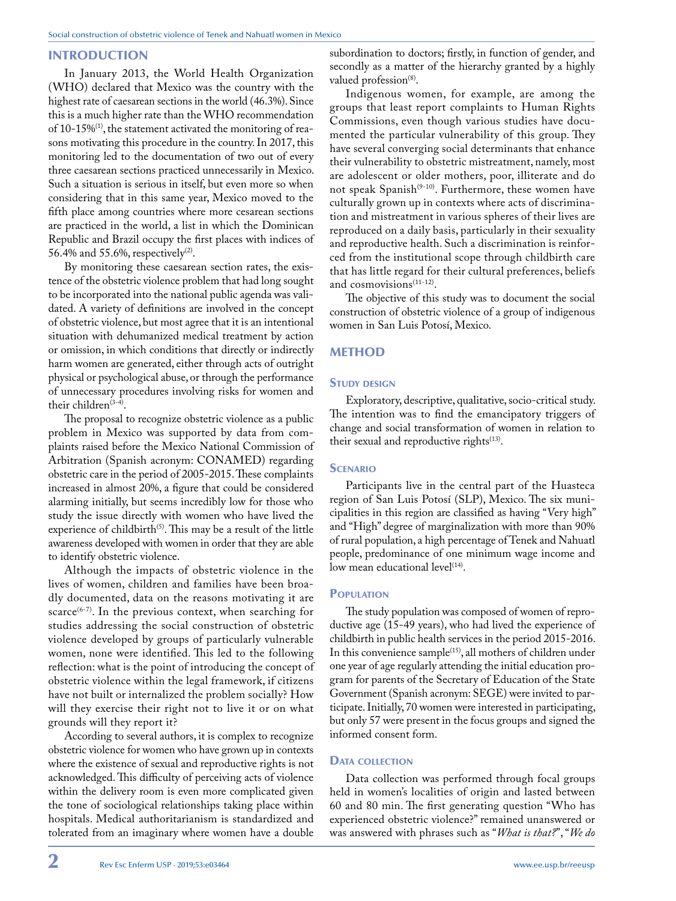## INTRODUCTION

In January 2013, the World Health Organization (WHO) declared that Mexico was the country with the highest rate of caesarean sections in the world (46.3%). Since this is a much higher rate than the WHO recommendation of 10-15%[1], the statement activated the monitoring of reasons motivating this procedure in the country. In 2017, this monitoring led to the documentation of two out of every three caesarean sections practiced unnecessarily in Mexico. Such a situation is serious in itself, but even more so when considering that in this same year, Mexico moved to the fifth place among countries where more cesarean sections are practiced in the world, a list in which the Dominican Republic and Brazil occupy the first places with indices of 56.4% and 55.6%, respectively[2].

By monitoring these caesarean section rates, the existence of the obstetric violence problem that had long sought to be incorporated into the national public agenda was validated. A variety of definitions are involved in the concept of obstetric violence, but most agree that it is an intentional situation with dehumanized medical treatment by action or omission, in which conditions that directly or indirectly harm women are generated, either through acts of outright physical or psychological abuse, or through the performance of unnecessary procedures involving risks for women and their children[3-4].

The proposal to recognize obstetric violence as a public problem in Mexico was supported by data from complaints raised before the Mexico National Commission of Arbitration (Spanish acronym: CONAMED) regarding obstetric care in the period of 2005-2015. These complaints increased in almost 20%, a figure that could be considered alarming initially, but seems incredibly low for those who study the issue directly with women who have lived the experience of childbirth[5]. This may be a result of the little awareness developed with women in order that they are able to identify obstetric violence.

Although the impacts of obstetric violence in the lives of women, children and families have been broadly documented, data on the reasons motivating it are scarce[6-7]. In the previous context, when searching for studies addressing the social construction of obstetric violence developed by groups of particularly vulnerable women, none were identified. This led to the following reflection: what is the point of introducing the concept of obstetric violence within the legal framework, if citizens have not built or internalized the problem socially? How will they exercise their right not to live it or on what grounds will they report it?

According to several authors, it is complex to recognize obstetric violence for women who have grown up in contexts where the existence of sexual and reproductive rights is not acknowledged. This difficulty of perceiving acts of violence within the delivery room is even more complicated given the tone of sociological relationships taking place within hospitals. Medical authoritarianism is standardized and tolerated from an imaginary where women have a double subordination to doctors; firstly, in function of gender, and secondly as a matter of the hierarchy granted by a highly valued profession[8].

Indigenous women, for example, are among the groups that least report complaints to Human Rights Commissions, even though various studies have documented the particular vulnerability of this group. They have several converging social determinants that enhance their vulnerability to obstetric mistreatment, namely, most are adolescent or older mothers, poor, illiterate and do not speak Spanish[9-10]. Furthermore, these women have culturally grown up in contexts where acts of discrimination and mistreatment in various spheres of their lives are reproduced on a daily basis, particularly in their sexuality and reproductive health. Such a discrimination is reinforced from the institutional scope through childbirth care that has little regard for their cultural preferences, beliefs and cosmovisions[11-12].

The objective of this study was to document the social construction of obstetric violence of a group of indigenous women in San Luis Potosí, Mexico.

## METHOD

### Study design

Exploratory, descriptive, qualitative, socio-critical study. The intention was to find the emancipatory triggers of change and social transformation of women in relation to their sexual and reproductive rights[13].

### Scenario

Participants live in the central part of the Huasteca region of San Luis Potosí (SLP), Mexico. The six municipalities in this region are classified as having "Very high" and "High" degree of marginalization with more than 90% of rural population, a high percentage of Tenek and Nahuatl people, predominance of one minimum wage income and low mean educational level[14].

### Population

The study population was composed of women of reproductive age (15-49 years), who had lived the experience of childbirth in public health services in the period 2015-2016. In this convenience sample[15], all mothers of children under one year of age regularly attending the initial education program for parents of the Secretary of Education of the State Government (Spanish acronym: SEGE) were invited to participate. Initially, 70 women were interested in participating, but only 57 were present in the focus groups and signed the informed consent form.

### Data collection

Data collection was performed through focal groups held in women's localities of origin and lasted between 60 and 80 min. The first generating question "Who has experienced obstetric violence?" remained unanswered or was answered with phrases such as "*What is that?*", "*We do*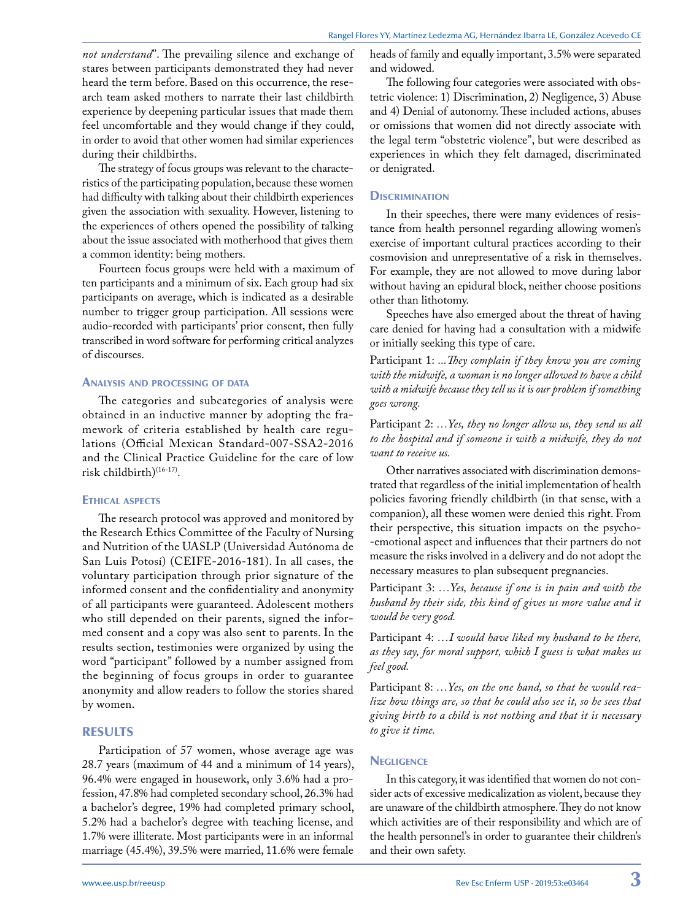*not understand*". The prevailing silence and exchange of stares between participants demonstrated they had never heard the term before. Based on this occurrence, the research team asked mothers to narrate their last childbirth experience by deepening particular issues that made them feel uncomfortable and they would change if they could, in order to avoid that other women had similar experiences during their childbirths.

The strategy of focus groups was relevant to the characteristics of the participating population, because these women had difficulty with talking about their childbirth experiences given the association with sexuality. However, listening to the experiences of others opened the possibility of talking about the issue associated with motherhood that gives them a common identity: being mothers.

Fourteen focus groups were held with a maximum of ten participants and a minimum of six. Each group had six participants on average, which is indicated as a desirable number to trigger group participation. All sessions were audio-recorded with participants' prior consent, then fully transcribed in word software for performing critical analyzes of discourses.

### Analysis and processing of data

The categories and subcategories of analysis were obtained in an inductive manner by adopting the framework of criteria established by health care regulations (Official Mexican Standard-007-SSA2-2016 and the Clinical Practice Guideline for the care of low risk childbirth)[16-17].

### Ethical aspects

The research protocol was approved and monitored by the Research Ethics Committee of the Faculty of Nursing and Nutrition of the UASLP (Universidad Autónoma de San Luis Potosí) (CEIFE-2016-181). In all cases, the voluntary participation through prior signature of the informed consent and the confidentiality and anonymity of all participants were guaranteed. Adolescent mothers who still depended on their parents, signed the informed consent and a copy was also sent to parents. In the results section, testimonies were organized by using the word "participant" followed by a number assigned from the beginning of focus groups in order to guarantee anonymity and allow readers to follow the stories shared by women.

## RESULTS

Participation of 57 women, whose average age was 28.7 years (maximum of 44 and a minimum of 14 years), 96.4% were engaged in housework, only 3.6% had a profession, 47.8% had completed secondary school, 26.3% had a bachelor's degree, 19% had completed primary school, 5.2% had a bachelor's degree with teaching license, and 1.7% were illiterate. Most participants were in an informal marriage (45.4%), 39.5% were married, 11.6% were female heads of family and equally important, 3.5% were separated and widowed.

The following four categories were associated with obstetric violence: 1) Discrimination, 2) Negligence, 3) Abuse and 4) Denial of autonomy. These included actions, abuses or omissions that women did not directly associate with the legal term "obstetric violence", but were described as experiences in which they felt damaged, discriminated or denigrated.

### Discrimination

In their speeches, there were many evidences of resistance from health personnel regarding allowing women's exercise of important cultural practices according to their cosmovision and unrepresentative of a risk in themselves. For example, they are not allowed to move during labor without having an epidural block, neither choose positions other than lithotomy.

Speeches have also emerged about the threat of having care denied for having had a consultation with a midwife or initially seeking this type of care.

Participant 1: *...They complain if they know you are coming with the midwife, a woman is no longer allowed to have a child with a midwife because they tell us it is our problem if something goes wrong.*

Participant 2: *…Yes, they no longer allow us, they send us all to the hospital and if someone is with a midwife, they do not want to receive us.*

Other narratives associated with discrimination demonstrated that regardless of the initial implementation of health policies favoring friendly childbirth (in that sense, with a companion), all these women were denied this right. From their perspective, this situation impacts on the psycho-emotional aspect and influences that their partners do not measure the risks involved in a delivery and do not adopt the necessary measures to plan subsequent pregnancies.

Participant 3: *…Yes, because if one is in pain and with the husband by their side, this kind of gives us more value and it would be very good.*

Participant 4: *…I would have liked my husband to be there, as they say, for moral support, which I guess is what makes us feel good.*

Participant 8: *…Yes, on the one hand, so that he would realize how things are, so that he could also see it, so he sees that giving birth to a child is not nothing and that it is necessary to give it time.*

### Negligence

In this category, it was identified that women do not consider acts of excessive medicalization as violent, because they are unaware of the childbirth atmosphere. They do not know which activities are of their responsibility and which are of the health personnel's in order to guarantee their children's and their own safety.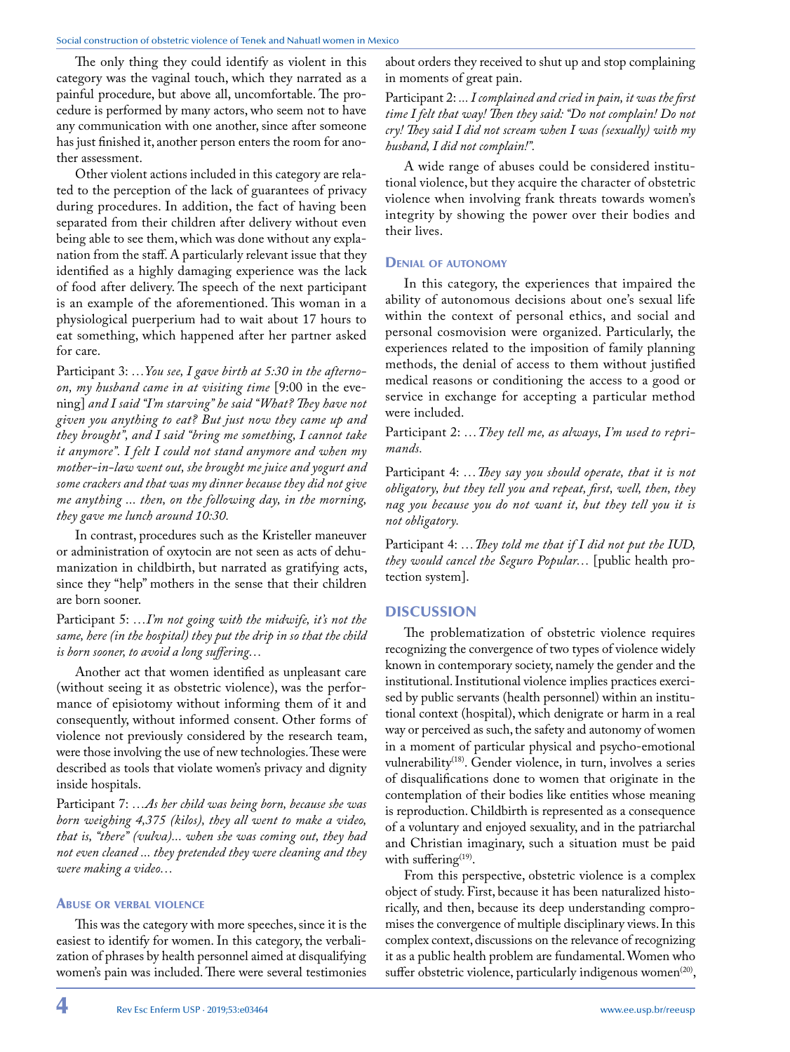The only thing they could identify as violent in this category was the vaginal touch, which they narrated as a painful procedure, but above all, uncomfortable. The procedure is performed by many actors, who seem not to have any communication with one another, since after someone has just finished it, another person enters the room for another assessment.

Other violent actions included in this category are related to the perception of the lack of guarantees of privacy during procedures. In addition, the fact of having been separated from their children after delivery without even being able to see them, which was done without any explanation from the staff. A particularly relevant issue that they identified as a highly damaging experience was the lack of food after delivery. The speech of the next participant is an example of the aforementioned. This woman in a physiological puerperium had to wait about 17 hours to eat something, which happened after her partner asked for care.

Participant 3: *…You see, I gave birth at 5:30 in the afternoon, my husband came in at visiting time* [9:00 in the evening] *and I said "I'm starving" he said "What? They have not given you anything to eat? But just now they came up and they brought", and I said "bring me something, I cannot take it anymore". I felt I could not stand anymore and when my mother-in-law went out, she brought me juice and yogurt and some crackers and that was my dinner because they did not give me anything ... then, on the following day, in the morning, they gave me lunch around 10:30.*

In contrast, procedures such as the Kristeller maneuver or administration of oxytocin are not seen as acts of dehumanization in childbirth, but narrated as gratifying acts, since they "help" mothers in the sense that their children are born sooner.

Participant 5: *…I'm not going with the midwife, it's not the same, here (in the hospital) they put the drip in so that the child is born sooner, to avoid a long suffering…*

Another act that women identified as unpleasant care (without seeing it as obstetric violence), was the performance of episiotomy without informing them of it and consequently, without informed consent. Other forms of violence not previously considered by the research team, were those involving the use of new technologies. These were described as tools that violate women's privacy and dignity inside hospitals.

Participant 7: *…As her child was being born, because she was born weighing 4,375 (kilos), they all went to make a video, that is, "there" (vulva)... when she was coming out, they had not even cleaned ... they pretended they were cleaning and they were making a video…*

### Abuse or verbal violence

This was the category with more speeches, since it is the easiest to identify for women. In this category, the verbalization of phrases by health personnel aimed at disqualifying women's pain was included. There were several testimonies about orders they received to shut up and stop complaining in moments of great pain.

Participant 2: *... I complained and cried in pain, it was the first time I felt that way! Then they said: "Do not complain! Do not cry! They said I did not scream when I was (sexually) with my husband, I did not complain!".*

A wide range of abuses could be considered institutional violence, but they acquire the character of obstetric violence when involving frank threats towards women's integrity by showing the power over their bodies and their lives.

### Denial of autonomy

In this category, the experiences that impaired the ability of autonomous decisions about one's sexual life within the context of personal ethics, and social and personal cosmovision were organized. Particularly, the experiences related to the imposition of family planning methods, the denial of access to them without justified medical reasons or conditioning the access to a good or service in exchange for accepting a particular method were included.

Participant 2: *…They tell me, as always, I'm used to reprimands.*

Participant 4: *…They say you should operate, that it is not obligatory, but they tell you and repeat, first, well, then, they nag you because you do not want it, but they tell you it is not obligatory.*

Participant 4: *…They told me that if I did not put the IUD, they would cancel the Seguro Popular…* [public health protection system].

## DISCUSSION

The problematization of obstetric violence requires recognizing the convergence of two types of violence widely known in contemporary society, namely the gender and the institutional. Institutional violence implies practices exercised by public servants (health personnel) within an institutional context (hospital), which denigrate or harm in a real way or perceived as such, the safety and autonomy of women in a moment of particular physical and psycho-emotional vulnerability[18]. Gender violence, in turn, involves a series of disqualifications done to women that originate in the contemplation of their bodies like entities whose meaning is reproduction. Childbirth is represented as a consequence of a voluntary and enjoyed sexuality, and in the patriarchal and Christian imaginary, such a situation must be paid with suffering[19].

From this perspective, obstetric violence is a complex object of study. First, because it has been naturalized historically, and then, because its deep understanding compromises the convergence of multiple disciplinary views. In this complex context, discussions on the relevance of recognizing it as a public health problem are fundamental. Women who suffer obstetric violence, particularly indigenous women[20],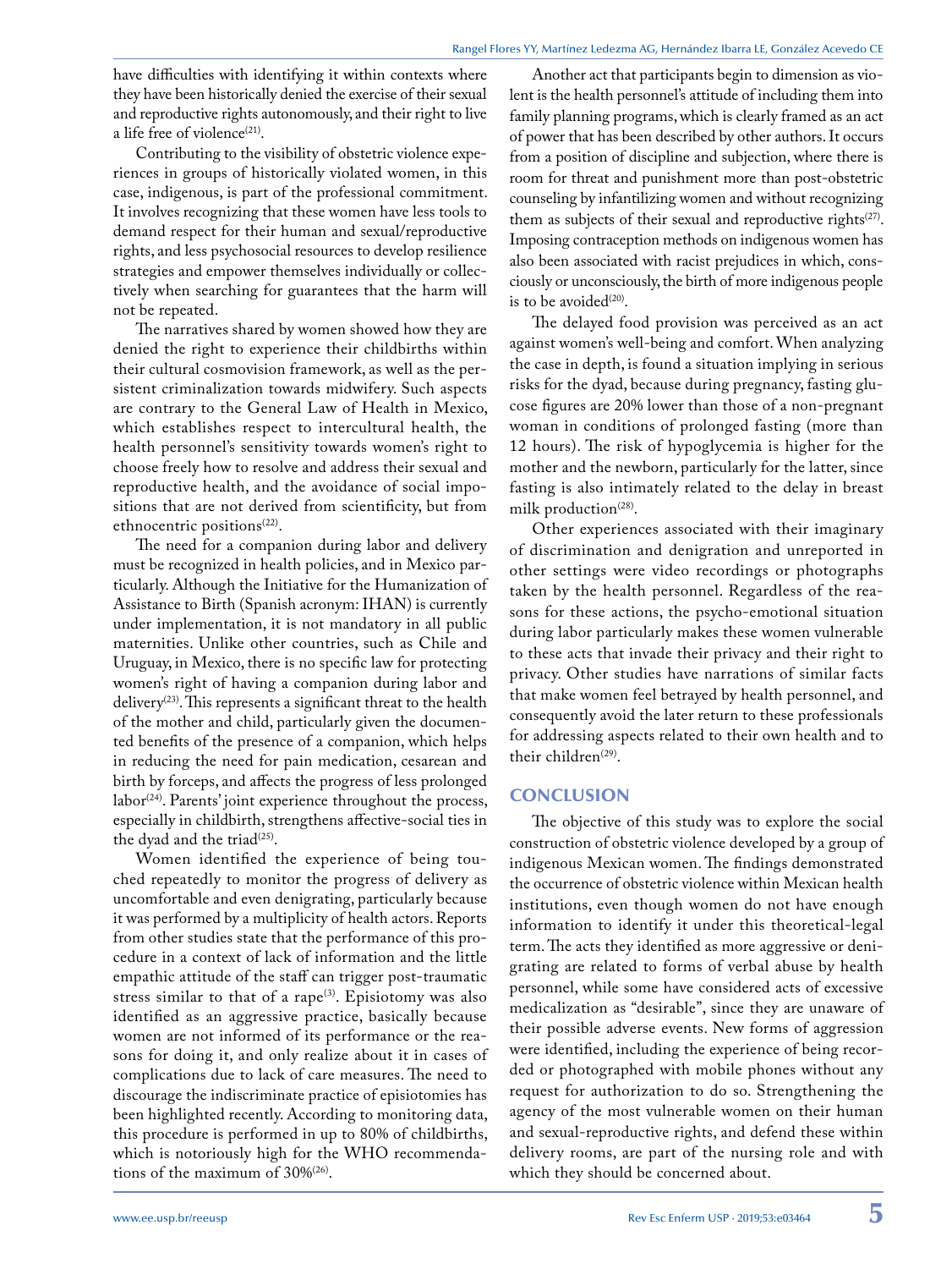have difficulties with identifying it within contexts where they have been historically denied the exercise of their sexual and reproductive rights autonomously, and their right to live a life free of violence[21].

Contributing to the visibility of obstetric violence experiences in groups of historically violated women, in this case, indigenous, is part of the professional commitment. It involves recognizing that these women have less tools to demand respect for their human and sexual/reproductive rights, and less psychosocial resources to develop resilience strategies and empower themselves individually or collectively when searching for guarantees that the harm will not be repeated.

The narratives shared by women showed how they are denied the right to experience their childbirths within their cultural cosmovision framework, as well as the persistent criminalization towards midwifery. Such aspects are contrary to the General Law of Health in Mexico, which establishes respect to intercultural health, the health personnel's sensitivity towards women's right to choose freely how to resolve and address their sexual and reproductive health, and the avoidance of social impositions that are not derived from scientificity, but from ethnocentric positions[22].

The need for a companion during labor and delivery must be recognized in health policies, and in Mexico particularly. Although the Initiative for the Humanization of Assistance to Birth (Spanish acronym: IHAN) is currently under implementation, it is not mandatory in all public maternities. Unlike other countries, such as Chile and Uruguay, in Mexico, there is no specific law for protecting women's right of having a companion during labor and delivery[23]. This represents a significant threat to the health of the mother and child, particularly given the documented benefits of the presence of a companion, which helps in reducing the need for pain medication, cesarean and birth by forceps, and affects the progress of less prolonged labor[24]. Parents' joint experience throughout the process, especially in childbirth, strengthens affective-social ties in the dyad and the triad[25].

Women identified the experience of being touched repeatedly to monitor the progress of delivery as uncomfortable and even denigrating, particularly because it was performed by a multiplicity of health actors. Reports from other studies state that the performance of this procedure in a context of lack of information and the little empathic attitude of the staff can trigger post-traumatic stress similar to that of a rape[3]. Episiotomy was also identified as an aggressive practice, basically because women are not informed of its performance or the reasons for doing it, and only realize about it in cases of complications due to lack of care measures. The need to discourage the indiscriminate practice of episiotomies has been highlighted recently. According to monitoring data, this procedure is performed in up to 80% of childbirths, which is notoriously high for the WHO recommendations of the maximum of 30%[26].

Another act that participants begin to dimension as violent is the health personnel's attitude of including them into family planning programs, which is clearly framed as an act of power that has been described by other authors. It occurs from a position of discipline and subjection, where there is room for threat and punishment more than post-obstetric counseling by infantilizing women and without recognizing them as subjects of their sexual and reproductive rights[27]. Imposing contraception methods on indigenous women has also been associated with racist prejudices in which, consciously or unconsciously, the birth of more indigenous people is to be avoided[20].

The delayed food provision was perceived as an act against women's well-being and comfort. When analyzing the case in depth, is found a situation implying in serious risks for the dyad, because during pregnancy, fasting glucose figures are 20% lower than those of a non-pregnant woman in conditions of prolonged fasting (more than 12 hours). The risk of hypoglycemia is higher for the mother and the newborn, particularly for the latter, since fasting is also intimately related to the delay in breast milk production[28].

Other experiences associated with their imaginary of discrimination and denigration and unreported in other settings were video recordings or photographs taken by the health personnel. Regardless of the reasons for these actions, the psycho-emotional situation during labor particularly makes these women vulnerable to these acts that invade their privacy and their right to privacy. Other studies have narrations of similar facts that make women feel betrayed by health personnel, and consequently avoid the later return to these professionals for addressing aspects related to their own health and to their children[29].

## CONCLUSION

The objective of this study was to explore the social construction of obstetric violence developed by a group of indigenous Mexican women. The findings demonstrated the occurrence of obstetric violence within Mexican health institutions, even though women do not have enough information to identify it under this theoretical-legal term. The acts they identified as more aggressive or denigrating are related to forms of verbal abuse by health personnel, while some have considered acts of excessive medicalization as "desirable", since they are unaware of their possible adverse events. New forms of aggression were identified, including the experience of being recorded or photographed with mobile phones without any request for authorization to do so. Strengthening the agency of the most vulnerable women on their human and sexual-reproductive rights, and defend these within delivery rooms, are part of the nursing role and with which they should be concerned about.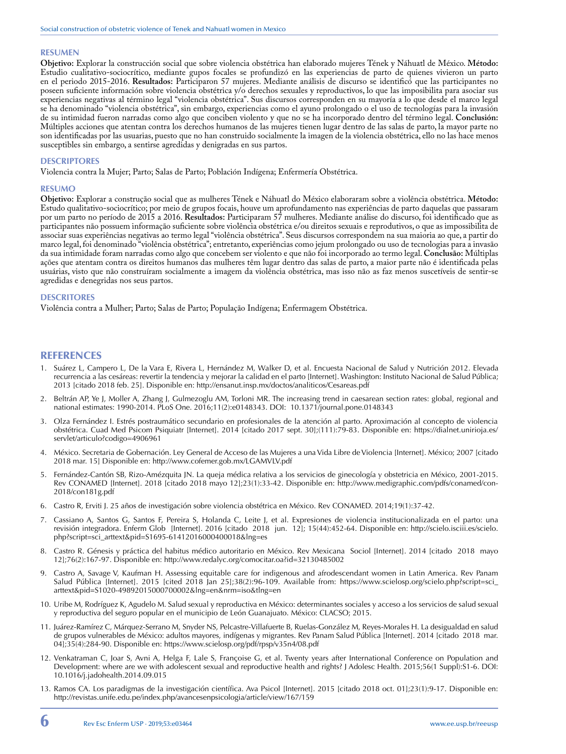## RESUMEN

**Objetivo:** Explorar la construcción social que sobre violencia obstétrica han elaborado mujeres Tének y Náhuatl de México. **Método:** Estudio cualitativo-sociocrítico, mediante gupos focales se profundizó en las experiencias de parto de quienes vivieron un parto en el periodo 2015-2016. **Resultados:** Participaron 57 mujeres. Mediante análisis de discurso se identificó que las participantes no poseen suficiente información sobre violencia obstétrica y/o derechos sexuales y reproductivos, lo que las imposibilita para asociar sus experiencias negativas al término legal "violencia obstétrica". Sus discursos corresponden en su mayoría a lo que desde el marco legal se ha denominado "violencia obstétrica", sin embargo, experiencias como el ayuno prolongado o el uso de tecnologías para la invasión de su intimidad fueron narradas como algo que conciben violento y que no se ha incorporado dentro del término legal. **Conclusión:** Múltiples acciones que atentan contra los derechos humanos de las mujeres tienen lugar dentro de las salas de parto, la mayor parte no son identificadas por las usuarias, puesto que no han construido socialmente la imagen de la violencia obstétrica, ello no las hace menos susceptibles sin embargo, a sentirse agredidas y denigradas en sus partos.

## DESCRIPTORES

Violencia contra la Mujer; Parto; Salas de Parto; Población Indígena; Enfermería Obstétrica.

## RESUMO

**Objetivo:** Explorar a construção social que as mulheres Tének e Náhuatl do México elaboraram sobre a violência obstétrica. **Método:** Estudo qualitativo-sociocrítico; por meio de grupos focais, houve um aprofundamento nas experiências de parto daquelas que passaram por um parto no período de 2015 a 2016. **Resultados:** Participaram 57 mulheres. Mediante análise do discurso, foi identificado que as participantes não possuem informação suficiente sobre violência obstétrica e/ou direitos sexuais e reprodutivos, o que as impossibilita de associar suas experiências negativas ao termo legal "violência obstétrica". Seus discursos correspondem na sua maioria ao que, a partir do marco legal, foi denominado "violência obstétrica"; entretanto, experiências como jejum prolongado ou uso de tecnologias para a invasão da sua intimidade foram narradas como algo que concebem ser violento e que não foi incorporado ao termo legal. **Conclusão:** Múltiplas ações que atentam contra os direitos humanos das mulheres têm lugar dentro das salas de parto, a maior parte não é identificada pelas usuárias, visto que não construíram socialmente a imagem da violência obstétrica, mas isso não as faz menos suscetíveis de sentir-se agredidas e denegridas nos seus partos.

## DESCRITORES

Violência contra a Mulher; Parto; Salas de Parto; População Indígena; Enfermagem Obstétrica.

## REFERENCES

1. Suárez L, Campero L, De la Vara E, Rivera L, Hernández M, Walker D, et al. Encuesta Nacional de Salud y Nutrición 2012. Elevada recurrencia a las cesáreas: revertir la tendencia y mejorar la calidad en el parto [Internet]. Washington: Instituto Nacional de Salud Pública; 2013 [citado 2018 feb. 25]. Disponible en: http://ensanut.insp.mx/doctos/analiticos/Cesareas.pdf
2. Beltrán AP, Ye J, Moller A, Zhang J, Gulmezoglu AM, Torloni MR. The increasing trend in caesarean section rates: global, regional and national estimates: 1990-2014. PLoS One. 2016;11(2):e0148343. DOI: 10.1371/journal.pone.0148343
3. Olza Fernández I. Estrés postraumático secundario en profesionales de la atención al parto. Aproximación al concepto de violencia obstétrica. Cuad Med Psicom Psiquiatr [Internet]. 2014 [citado 2017 sept. 30];(111):79-83. Disponible en: https://dialnet.unirioja.es/servlet/articulo?codigo=4906961
4. México. Secretaria de Gobernación. Ley General de Acceso de las Mujeres a una Vida Libre de Violencia [Internet]. México; 2007 [citado 2018 mar. 15] Disponible en: http://www.cofemer.gob.mx/LGAMVLV.pdf
5. Fernández-Cantón SB, Rizo-Amézquita JN. La queja médica relativa a los servicios de ginecología y obstetricia en México, 2001-2015. Rev CONAMED [Internet]. 2018 [citado 2018 mayo 12];23(1):33-42. Disponible en: http://www.medigraphic.com/pdfs/conamed/con-2018/con181g.pdf
6. Castro R, Erviti J. 25 años de investigación sobre violencia obstétrica en México. Rev CONAMED. 2014;19(1):37-42.
7. Cassiano A, Santos G, Santos F, Pereira S, Holanda C, Leite J, et al. Expresiones de violencia institucionalizada en el parto: una revisión integradora. Enferm Glob [Internet]. 2016 [citado 2018 jun. 12]; 15(44):452-64. Disponible en: http://scielo.isciii.es/scielo.php?script=sci_arttext&pid=S1695-61412016000400018&lng=es
8. Castro R. Génesis y práctica del habitus médico autoritario en México. Rev Mexicana Sociol [Internet]. 2014 [citado 2018 mayo 12];76(2):167-97. Disponible en: http://www.redalyc.org/comocitar.oa?id=32130485002
9. Castro A, Savage V, Kaufman H. Assessing equitable care for indigenous and afrodescendant women in Latin America. Rev Panam Salud Pública [Internet]. 2015 [cited 2018 Jan 25];38(2):96-109. Available from: https://www.scielosp.org/scielo.php?script=sci_arttext&pid=S1020-49892015000700002&lng=en&nrm=iso&tlng=en
10. Uribe M, Rodríguez K, Agudelo M. Salud sexual y reproductiva en México: determinantes sociales y acceso a los servicios de salud sexual y reproductiva del seguro popular en el municipio de León Guanajuato. México: CLACSO; 2015.
11. Juárez-Ramírez C, Márquez-Serrano M, Snyder NS, Pelcastre-Villafuerte B, Ruelas-González M, Reyes-Morales H. La desigualdad en salud de grupos vulnerables de México: adultos mayores, indígenas y migrantes. Rev Panam Salud Pública [Internet]. 2014 [citado 2018 mar. 04];35(4):284-90. Disponible en: https://www.scielosp.org/pdf/rpsp/v35n4/08.pdf
12. Venkatraman C, Joar S, Avni A, Helga F, Lale S, Françoise G, et al. Twenty years after International Conference on Population and Development: where are we with adolescent sexual and reproductive health and rights? J Adolesc Health. 2015;56(1 Suppl):S1-6. DOI: 10.1016/j.jadohealth.2014.09.015
13. Ramos CA. Los paradigmas de la investigación científica. Ava Psicol [Internet]. 2015 [citado 2018 oct. 01];23(1):9-17. Disponible en: http://revistas.unife.edu.pe/index.php/avancesenpsicologia/article/view/167/159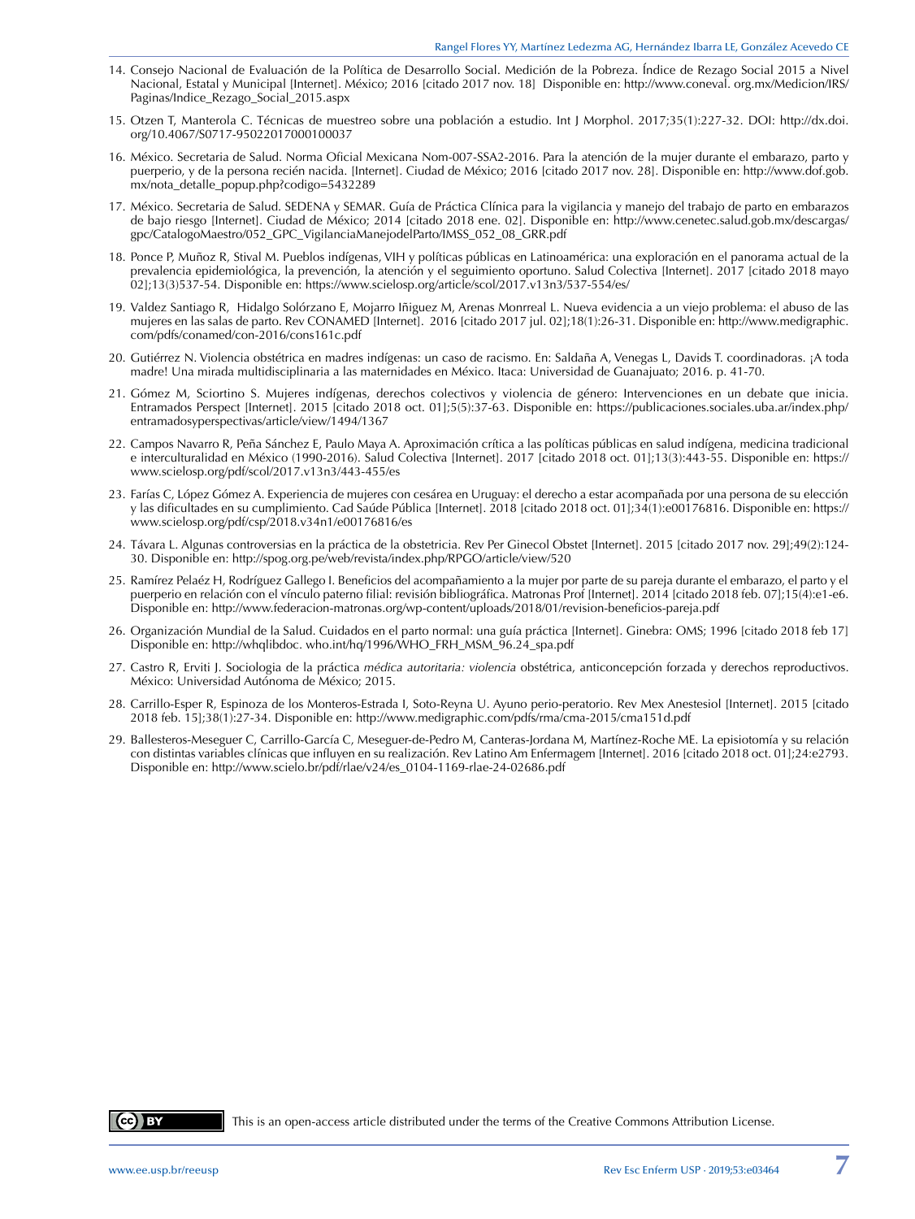14. Consejo Nacional de Evaluación de la Política de Desarrollo Social. Medición de la Pobreza. Índice de Rezago Social 2015 a Nivel Nacional, Estatal y Municipal [Internet]. México; 2016 [citado 2017 nov. 18] Disponible en: http://www.coneval. org.mx/Medicion/IRS/Paginas/Indice_Rezago_Social_2015.aspx

15. Otzen T, Manterola C. Técnicas de muestreo sobre una población a estudio. Int J Morphol. 2017;35(1):227-32. DOI: http://dx.doi.org/10.4067/S0717-95022017000100037

16. México. Secretaria de Salud. Norma Oficial Mexicana Nom-007-SSA2-2016. Para la atención de la mujer durante el embarazo, parto y puerperio, y de la persona recién nacida. [Internet]. Ciudad de México; 2016 [citado 2017 nov. 28]. Disponible en: http://www.dof.gob.mx/nota_detalle_popup.php?codigo=5432289

17. México. Secretaria de Salud. SEDENA y SEMAR. Guía de Práctica Clínica para la vigilancia y manejo del trabajo de parto en embarazos de bajo riesgo [Internet]. Ciudad de México; 2014 [citado 2018 ene. 02]. Disponible en: http://www.cenetec.salud.gob.mx/descargas/gpc/CatalogoMaestro/052_GPC_VigilanciaManejodelParto/IMSS_052_08_GRR.pdf

18. Ponce P, Muñoz R, Stival M. Pueblos indígenas, VIH y políticas públicas en Latinoamérica: una exploración en el panorama actual de la prevalencia epidemiológica, la prevención, la atención y el seguimiento oportuno. Salud Colectiva [Internet]. 2017 [citado 2018 mayo 02];13(3)537-54. Disponible en: https://www.scielosp.org/article/scol/2017.v13n3/537-554/es/

19. Valdez Santiago R, Hidalgo Solórzano E, Mojarro Iñiguez M, Arenas Monrreal L. Nueva evidencia a un viejo problema: el abuso de las mujeres en las salas de parto. Rev CONAMED [Internet]. 2016 [citado 2017 jul. 02];18(1):26-31. Disponible en: http://www.medigraphic.com/pdfs/conamed/con-2016/cons161c.pdf

20. Gutiérrez N. Violencia obstétrica en madres indígenas: un caso de racismo. En: Saldaña A, Venegas L, Davids T. coordinadoras. ¡A toda madre! Una mirada multidisciplinaria a las maternidades en México. Itaca: Universidad de Guanajuato; 2016. p. 41-70.

21. Gómez M, Sciortino S. Mujeres indígenas, derechos colectivos y violencia de género: Intervenciones en un debate que inicia. Entramados Perspect [Internet]. 2015 [citado 2018 oct. 01];5(5):37-63. Disponible en: https://publicaciones.sociales.uba.ar/index.php/entramadosyperspectivas/article/view/1494/1367

22. Campos Navarro R, Peña Sánchez E, Paulo Maya A. Aproximación crítica a las políticas públicas en salud indígena, medicina tradicional e interculturalidad en México (1990-2016). Salud Colectiva [Internet]. 2017 [citado 2018 oct. 01];13(3):443-55. Disponible en: https://www.scielosp.org/pdf/scol/2017.v13n3/443-455/es

23. Farías C, López Gómez A. Experiencia de mujeres con cesárea en Uruguay: el derecho a estar acompañada por una persona de su elección y las dificultades en su cumplimiento. Cad Saúde Pública [Internet]. 2018 [citado 2018 oct. 01];34(1):e00176816. Disponible en: https://www.scielosp.org/pdf/csp/2018.v34n1/e00176816/es

24. Távara L. Algunas controversias en la práctica de la obstetricia. Rev Per Ginecol Obstet [Internet]. 2015 [citado 2017 nov. 29];49(2):124-30. Disponible en: http://spog.org.pe/web/revista/index.php/RPGO/article/view/520

25. Ramírez Pelaéz H, Rodríguez Gallego I. Beneficios del acompañamiento a la mujer por parte de su pareja durante el embarazo, el parto y el puerperio en relación con el vínculo paterno filial: revisión bibliográfica. Matronas Prof [Internet]. 2014 [citado 2018 feb. 07];15(4):e1-e6. Disponible en: http://www.federacion-matronas.org/wp-content/uploads/2018/01/revision-beneficios-pareja.pdf

26. Organización Mundial de la Salud. Cuidados en el parto normal: una guía práctica [Internet]. Ginebra: OMS; 1996 [citado 2018 feb 17] Disponible en: http://whqlibdoc. who.int/hq/1996/WHO_FRH_MSM_96.24_spa.pdf

27. Castro R, Erviti J. Sociologia de la práctica *médica autoritaria: violencia* obstétrica, anticoncepción forzada y derechos reproductivos. México: Universidad Autónoma de México; 2015.

28. Carrillo-Esper R, Espinoza de los Monteros-Estrada I, Soto-Reyna U. Ayuno perio-peratorio. Rev Mex Anestesiol [Internet]. 2015 [citado 2018 feb. 15];38(1):27-34. Disponible en: http://www.medigraphic.com/pdfs/rma/cma-2015/cma151d.pdf

29. Ballesteros-Meseguer C, Carrillo-García C, Meseguer-de-Pedro M, Canteras-Jordana M, Martínez-Roche ME. La episiotomía y su relación con distintas variables clínicas que influyen en su realización. Rev Latino Am Enfermagem [Internet]. 2016 [citado 2018 oct. 01];24:e2793. Disponible en: http://www.scielo.br/pdf/rlae/v24/es_0104-1169-rlae-24-02686.pdf

This is an open-access article distributed under the terms of the Creative Commons Attribution License.